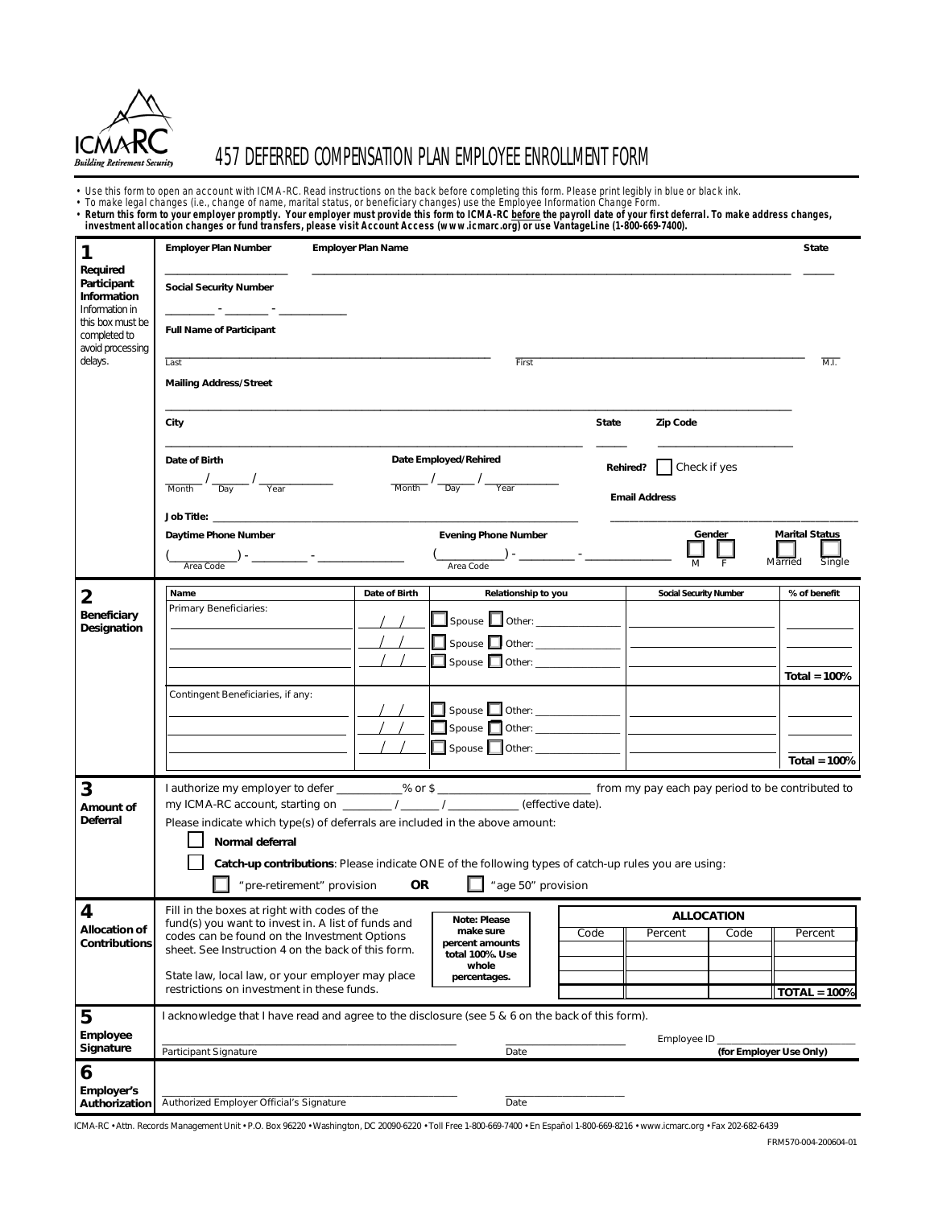ICMA-RC
*Building Retirement Security*

# 457 DEFERRED COMPENSATION PLAN EMPLOYEE ENROLLMENT FORM

- Use this form to open an account with ICMA-RC. Read instructions on the back before completing this form. Please print legibly in blue or black ink.
- To make legal changes (i.e., change of name, marital status, or beneficiary changes) use the Employee Information Change Form.
- **Return this form to your employer promptly. Your employer must provide this form to ICMA-RC <u>before</u> the payroll date of your first deferral. To make address changes, investment allocation changes or fund transfers, please visit Account Access (www.icmarc.org) or use VantageLine (1-800-669-7400).**

## 1 Required Participant Information

Information in this box must be completed to avoid processing delays.

**Employer Plan Number** ____________ **Employer Plan Name** ____________ **State** ______

**Social Security Number** ______ - ______ - ______

**Full Name of Participant**

____________ Last ____________ First ____ M.I.

**Mailing Address/Street** ____________

**City** ____________ **State** ______ **Zip Code** ______

**Date of Birth** ___ / ___ / ___ (Month / Day / Year)

**Date Employed/Rehired** ___ / ___ / ___ (Month / Day / Year)

**Rehired?** ☐ Check if yes

**Email Address** ____________

**Job Title:** ____________

**Daytime Phone Number** (____) - ______ - ______ (Area Code)

**Evening Phone Number** (____) - ______ - ______ (Area Code)

**Gender** ☐ M ☐ F

**Marital Status** ☐ Married ☐ Single

## 2 Beneficiary Designation

| Name | Date of Birth | Relationship to you | Social Security Number | % of benefit |
|---|---|---|---|---|
| Primary Beneficiaries: | | | | |
| | / / | ☐ Spouse ☐ Other: | | |
| | / / | ☐ Spouse ☐ Other: | | |
| | / / | ☐ Spouse ☐ Other: | | |
| | | | | Total = 100% |
| Contingent Beneficiaries, if any: | | | | |
| | / / | ☐ Spouse ☐ Other: | | |
| | / / | ☐ Spouse ☐ Other: | | |
| | / / | ☐ Spouse ☐ Other: | | |
| | | | | Total = 100% |

## 3 Amount of Deferral

I authorize my employer to defer ________% or $ ____________ from my pay each pay period to be contributed to my ICMA-RC account, starting on ______ / ______ / ______ (effective date).

Please indicate which type(s) of deferrals are included in the above amount:

☐ **Normal deferral**

☐ **Catch-up contributions**: Please indicate ONE of the following types of catch-up rules you are using:

☐ "pre-retirement" provision **OR** ☐ "age 50" provision

## 4 Allocation of Contributions

Fill in the boxes at right with codes of the fund(s) you want to invest in. A list of funds and codes can be found on the Investment Options sheet. See Instruction 4 on the back of this form.

State law, local law, or your employer may place restrictions on investment in these funds.

**Note: Please make sure percent amounts total 100%. Use whole percentages.**

| ALLOCATION | | | |
|---|---|---|---|
| Code | Percent | Code | Percent |
| | | | |
| | | | |
| | | | |
| | | | TOTAL = 100% |

## 5 Employee Signature

I acknowledge that I have read and agree to the disclosure (see 5 & 6 on the back of this form).

____________ Participant Signature ____________ Date

Employee ID ____________ **(for Employer Use Only)**

## 6 Employer's Authorization

____________ Authorized Employer Official's Signature ____________ Date

ICMA-RC • Attn. Records Management Unit • P.O. Box 96220 • Washington, DC 20090-6220 • Toll Free 1-800-669-7400 • En Español 1-800-669-8216 • www.icmarc.org • Fax 202-682-6439

FRM570-004-200604-01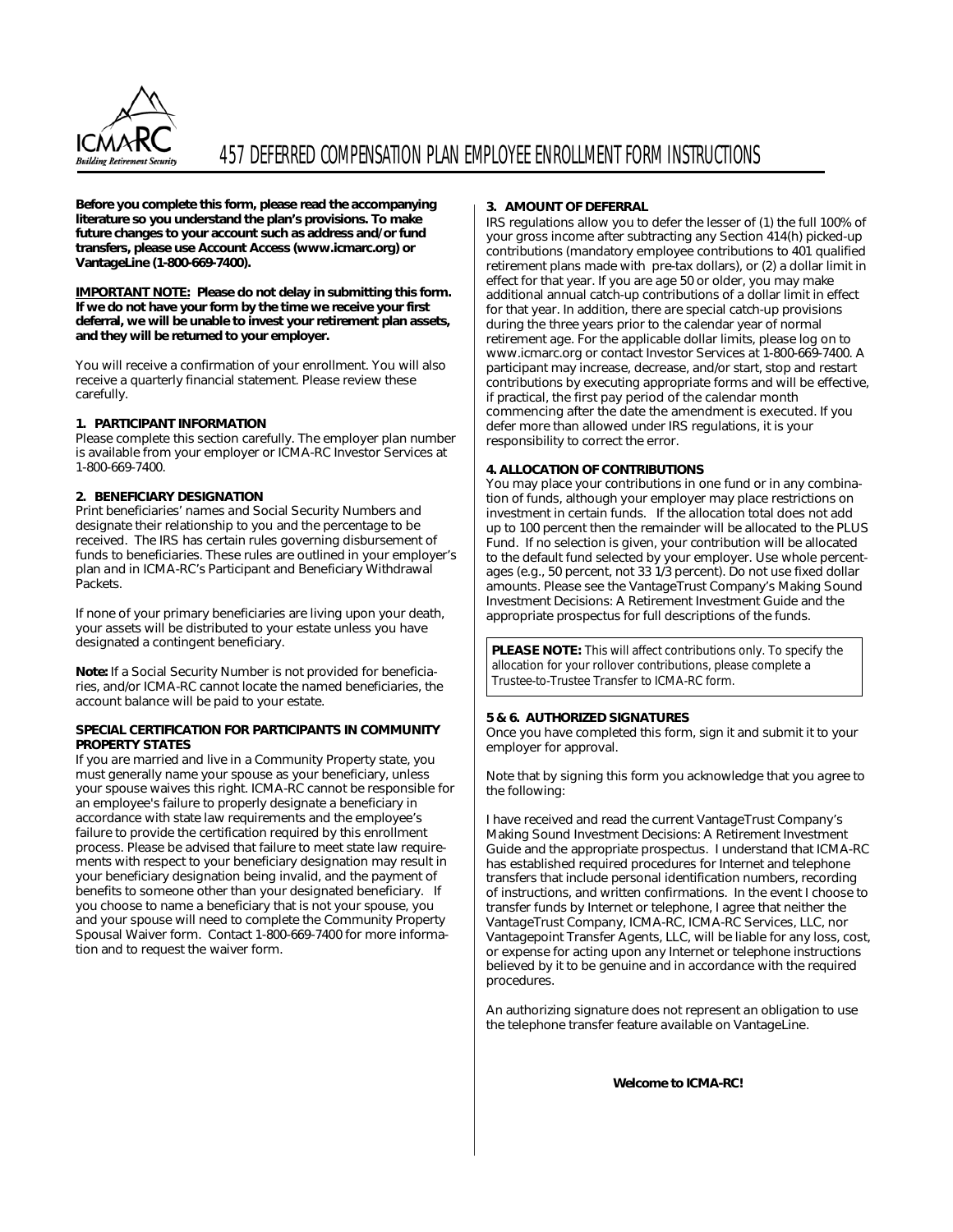# 457 DEFERRED COMPENSATION PLAN EMPLOYEE ENROLLMENT FORM INSTRUCTIONS

**Before you complete this form, please read the accompanying literature so you understand the plan's provisions. To make future changes to your account such as address and/or fund transfers, please use Account Access (www.icmarc.org) or VantageLine (1-800-669-7400).**

**<u>IMPORTANT NOTE:</u> Please do not delay in submitting this form. If we do not have your form by the time we receive your first deferral, we will be unable to invest your retirement plan assets, and they will be returned to your employer.**

You will receive a confirmation of your enrollment. You will also receive a quarterly financial statement. Please review these carefully.

### 1. PARTICIPANT INFORMATION

Please complete this section carefully. The employer plan number is available from your employer or ICMA-RC Investor Services at 1-800-669-7400.

### 2. BENEFICIARY DESIGNATION

Print beneficiaries' names and Social Security Numbers and designate their relationship to you and the percentage to be received. The IRS has certain rules governing disbursement of funds to beneficiaries. These rules are outlined in your employer's plan and in ICMA-RC's Participant and Beneficiary Withdrawal Packets.

If none of your primary beneficiaries are living upon your death, your assets will be distributed to your estate unless you have designated a contingent beneficiary.

**Note:** If a Social Security Number is not provided for beneficiaries, and/or ICMA-RC cannot locate the named beneficiaries, the account balance will be paid to your estate.

### SPECIAL CERTIFICATION FOR PARTICIPANTS IN COMMUNITY PROPERTY STATES

If you are married and live in a Community Property state, you must generally name your spouse as your beneficiary, unless your spouse waives this right. ICMA-RC cannot be responsible for an employee's failure to properly designate a beneficiary in accordance with state law requirements and the employee's failure to provide the certification required by this enrollment process. Please be advised that failure to meet state law requirements with respect to your beneficiary designation may result in your beneficiary designation being invalid, and the payment of benefits to someone other than your designated beneficiary. If you choose to name a beneficiary that is not your spouse, you and your spouse will need to complete the Community Property Spousal Waiver form. Contact 1-800-669-7400 for more information and to request the waiver form.

### 3. AMOUNT OF DEFERRAL

IRS regulations allow you to defer the lesser of (1) the full 100% of your gross income after subtracting any Section 414(h) picked-up contributions (mandatory employee contributions to 401 qualified retirement plans made with pre-tax dollars), or (2) a dollar limit in effect for that year. If you are age 50 or older, you may make additional annual catch-up contributions of a dollar limit in effect for that year. In addition, there are special catch-up provisions during the three years prior to the calendar year of normal retirement age. For the applicable dollar limits, please log on to www.icmarc.org or contact Investor Services at 1-800-669-7400. A participant may increase, decrease, and/or start, stop and restart contributions by executing appropriate forms and will be effective, if practical, the first pay period of the calendar month commencing after the date the amendment is executed. If you defer more than allowed under IRS regulations, it is your responsibility to correct the error.

### 4. ALLOCATION OF CONTRIBUTIONS

You may place your contributions in one fund or in any combination of funds, although your employer may place restrictions on investment in certain funds. If the allocation total does not add up to 100 percent then the remainder will be allocated to the PLUS Fund. If no selection is given, your contribution will be allocated to the default fund selected by your employer. Use whole percentages (e.g., 50 percent, not 33 1/3 percent). Do not use fixed dollar amounts. Please see the VantageTrust Company's Making Sound Investment Decisions: A Retirement Investment Guide and the appropriate prospectus for full descriptions of the funds.

**PLEASE NOTE:** This will affect contributions only. To specify the allocation for your rollover contributions, please complete a Trustee-to-Trustee Transfer to ICMA-RC form.

### 5 & 6. AUTHORIZED SIGNATURES

Once you have completed this form, sign it and submit it to your employer for approval.

Note that by signing this form you acknowledge that you agree to the following:

I have received and read the current VantageTrust Company's Making Sound Investment Decisions: A Retirement Investment Guide and the appropriate prospectus. I understand that ICMA-RC has established required procedures for Internet and telephone transfers that include personal identification numbers, recording of instructions, and written confirmations. In the event I choose to transfer funds by Internet or telephone, I agree that neither the VantageTrust Company, ICMA-RC, ICMA-RC Services, LLC, nor Vantagepoint Transfer Agents, LLC, will be liable for any loss, cost, or expense for acting upon any Internet or telephone instructions believed by it to be genuine and in accordance with the required procedures.

An authorizing signature does not represent an obligation to use the telephone transfer feature available on VantageLine.

**Welcome to ICMA-RC!**